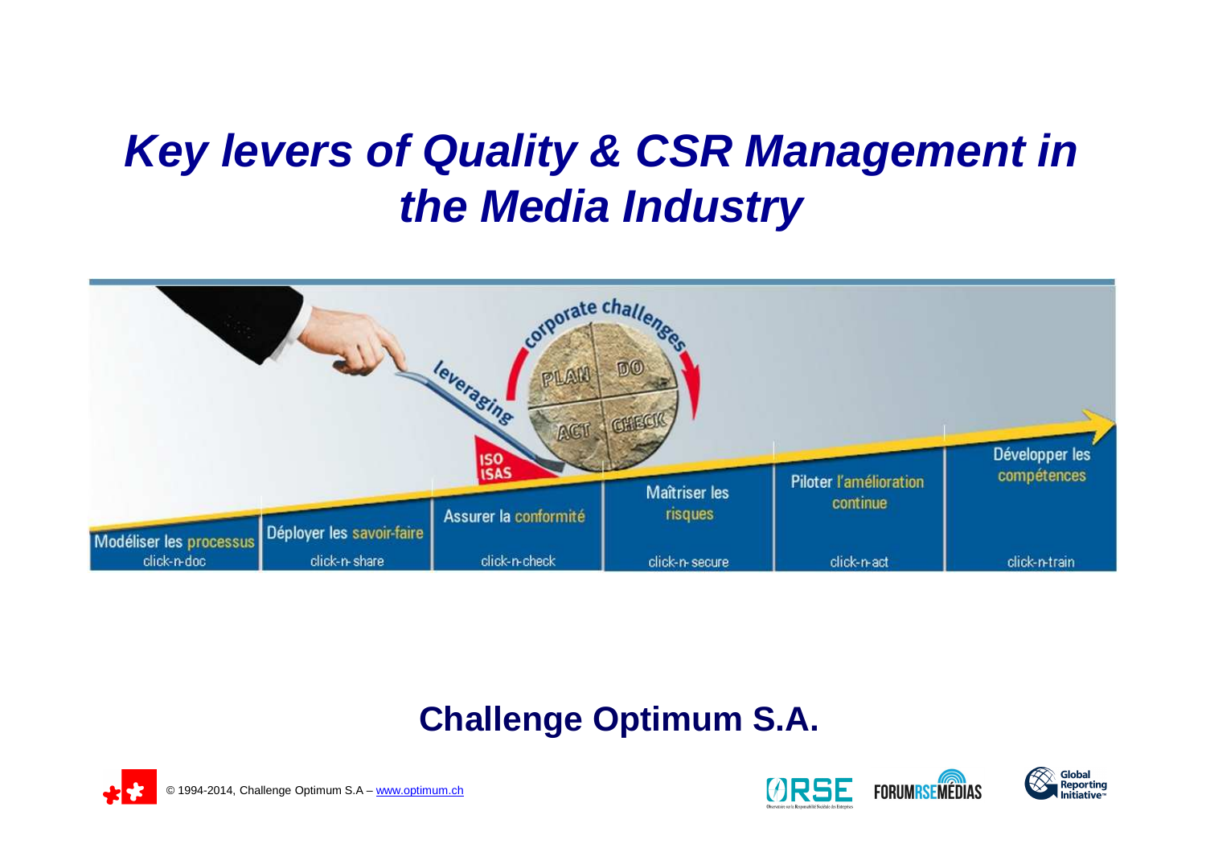# *Key levers of Quality & CSR Management in the Media Industry*

corporate challenges

leveraging

PLAN DO ACT CHECK

ISO ISAS

| Modéliser les processus | Déployer les savoir-faire | Assurer la conformité | Maîtriser les risques | Piloter l'amélioration continue | Développer les compétences |
|---|---|---|---|---|---|
| click-n-doc | click-n-share | click-n-check | click-n-secure | click-n-act | click-n-train |

## Challenge Optimum S.A.

© 1994-2014, Challenge Optimum S.A – www.optimum.ch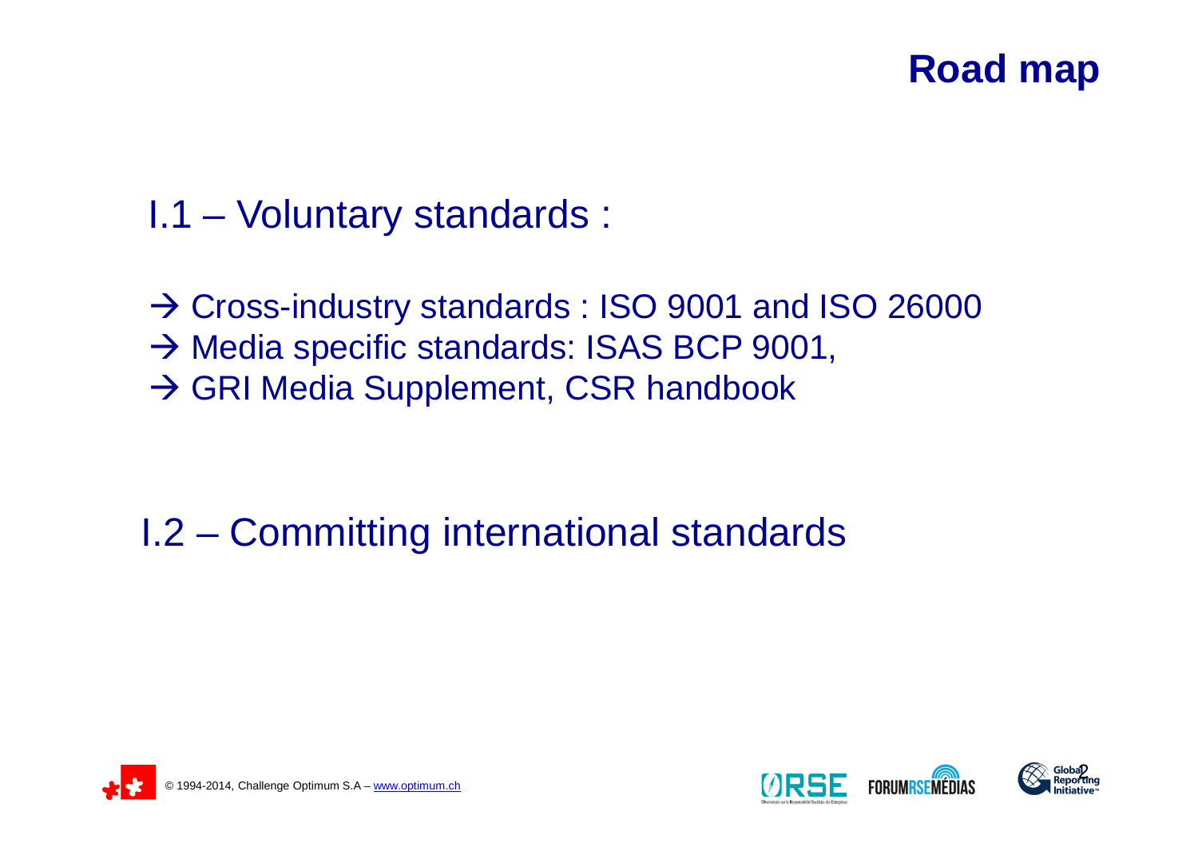# Road map

## I.1 – Voluntary standards :

→ Cross-industry standards : ISO 9001 and ISO 26000
→ Media specific standards: ISAS BCP 9001,
→ GRI Media Supplement, CSR handbook

## I.2 – Committing international standards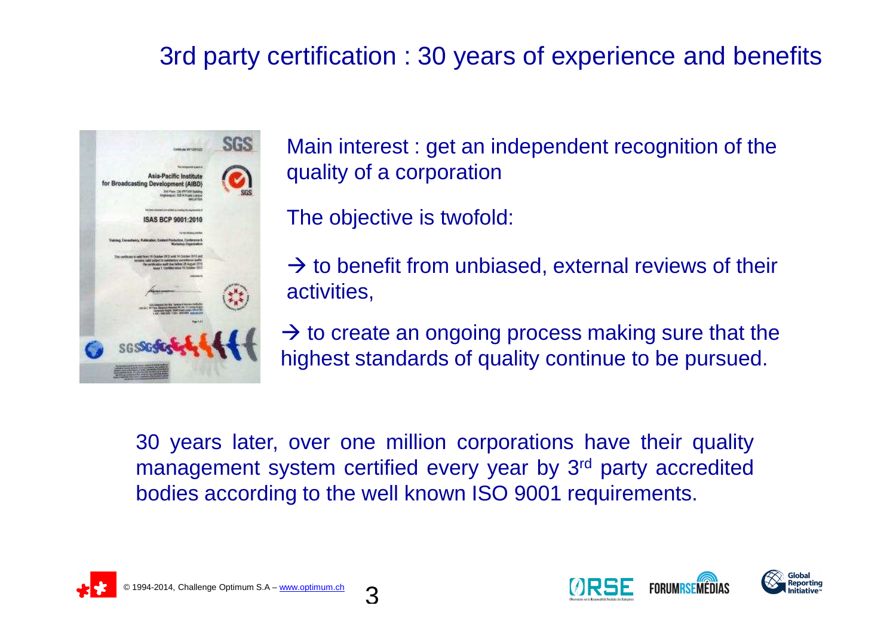# 3rd party certification : 30 years of experience and benefits

Main interest : get an independent recognition of the quality of a corporation

The objective is twofold:

→ to benefit from unbiased, external reviews of their activities,

→ to create an ongoing process making sure that the highest standards of quality continue to be pursued.

30 years later, over one million corporations have their quality management system certified every year by 3rd party accredited bodies according to the well known ISO 9001 requirements.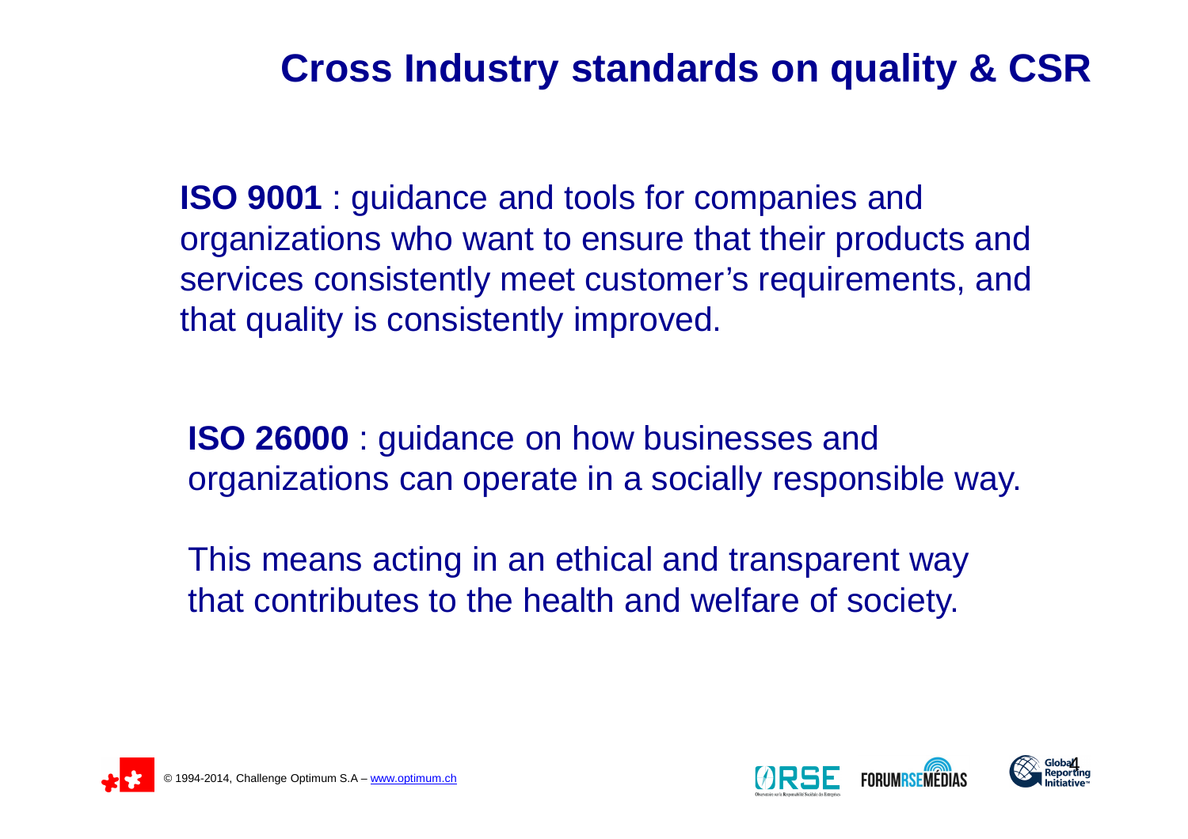# Cross Industry standards on quality & CSR

**ISO 9001** : guidance and tools for companies and organizations who want to ensure that their products and services consistently meet customer's requirements, and that quality is consistently improved.

**ISO 26000** : guidance on how businesses and organizations can operate in a socially responsible way.

This means acting in an ethical and transparent way that contributes to the health and welfare of society.

© 1994-2014, Challenge Optimum S.A – www.optimum.ch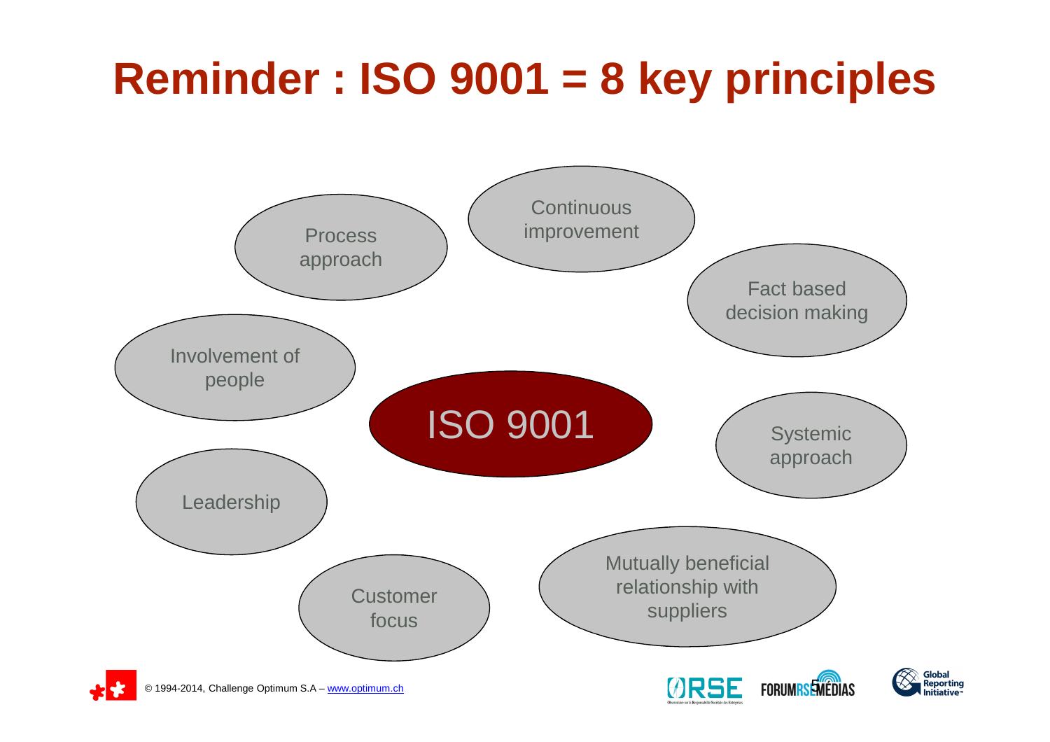# Reminder : ISO 9001 = 8 key principles

**ISO 9001**

- Process approach
- Continuous improvement
- Fact based decision making
- Involvement of people
- Systemic approach
- Leadership
- Customer focus
- Mutually beneficial relationship with suppliers

© 1994-2014, Challenge Optimum S.A – www.optimum.ch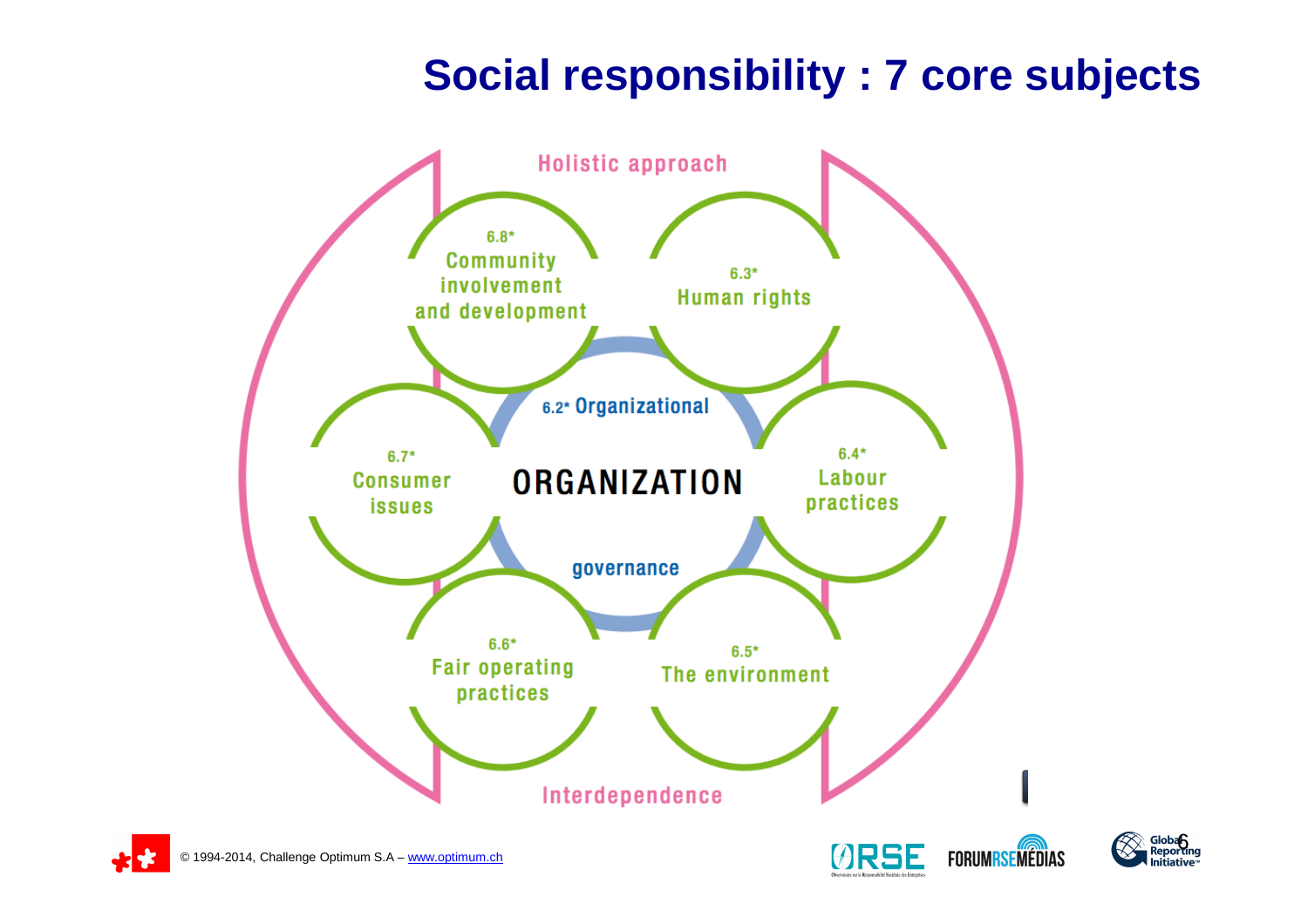# Social responsibility : 7 core subjects

Holistic approach

6.8* Community involvement and development

6.3* Human rights

6.2* Organizational

6.7* Consumer issues

ORGANIZATION

6.4* Labour practices

governance

6.6* Fair operating practices

6.5* The environment

Interdependence

© 1994-2014, Challenge Optimum S.A – www.optimum.ch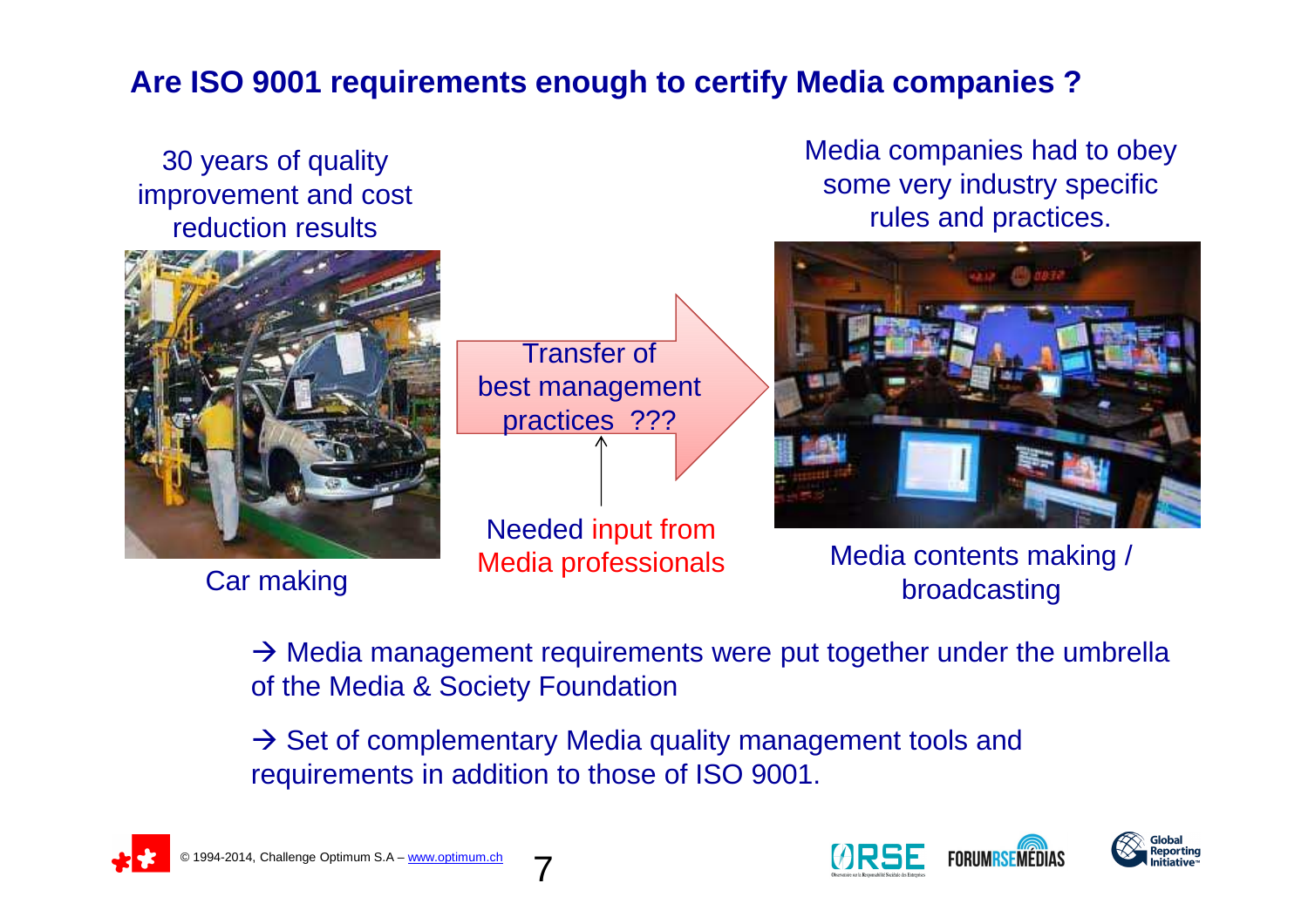## Are ISO 9001 requirements enough to certify Media companies ?

30 years of quality improvement and cost reduction results

Car making

Transfer of best management practices ???

Needed input from Media professionals

Media companies had to obey some very industry specific rules and practices.

Media contents making / broadcasting

→ Media management requirements were put together under the umbrella of the Media & Society Foundation

→ Set of complementary Media quality management tools and requirements in addition to those of ISO 9001.

© 1994-2014, Challenge Optimum S.A – www.optimum.ch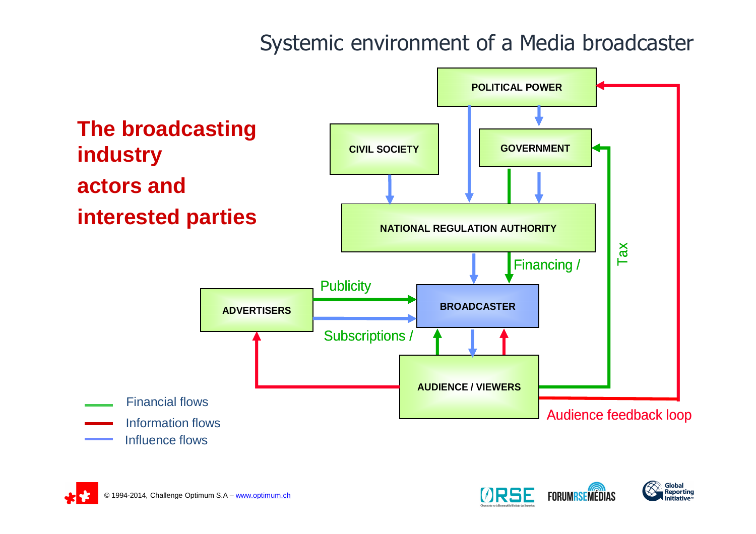# Systemic environment of a Media broadcaster

## The broadcasting industry actors and interested parties

- POLITICAL POWER
- CIVIL SOCIETY
- GOVERNMENT
- NATIONAL REGULATION AUTHORITY
- ADVERTISERS
- BROADCASTER
- AUDIENCE / VIEWERS

Publicity

Subscriptions /

Financing /

Tax

Audience feedback loop

- Financial flows
- Information flows
- Influence flows

© 1994-2014, Challenge Optimum S.A – www.optimum.ch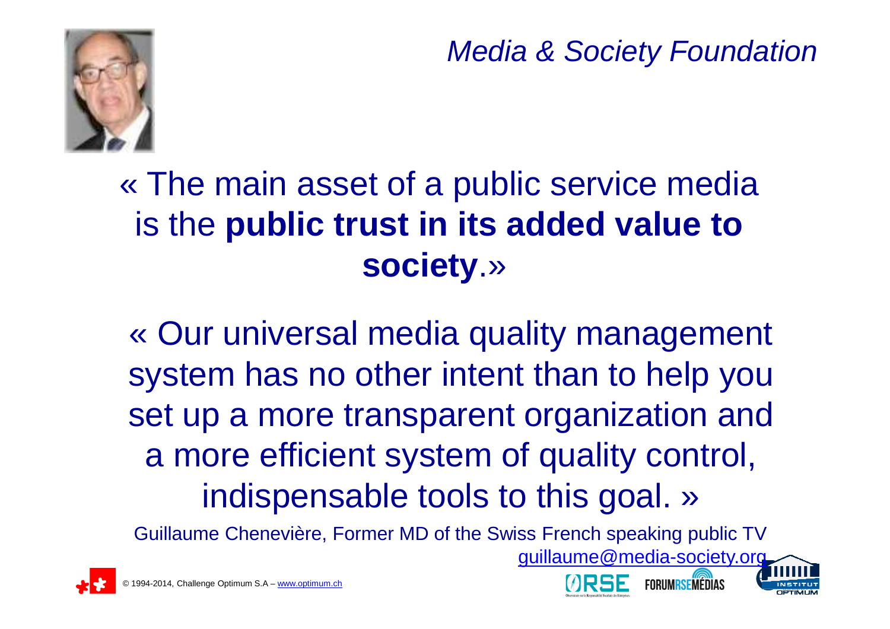*Media & Society Foundation*

« The main asset of a public service media is the **public trust in its added value to society**.»

« Our universal media quality management system has no other intent than to help you set up a more transparent organization and a more efficient system of quality control, indispensable tools to this goal. »

Guillaume Chenevière, Former MD of the Swiss French speaking public TV

guillaume@media-society.org

© 1994-2014, Challenge Optimum S.A – www.optimum.ch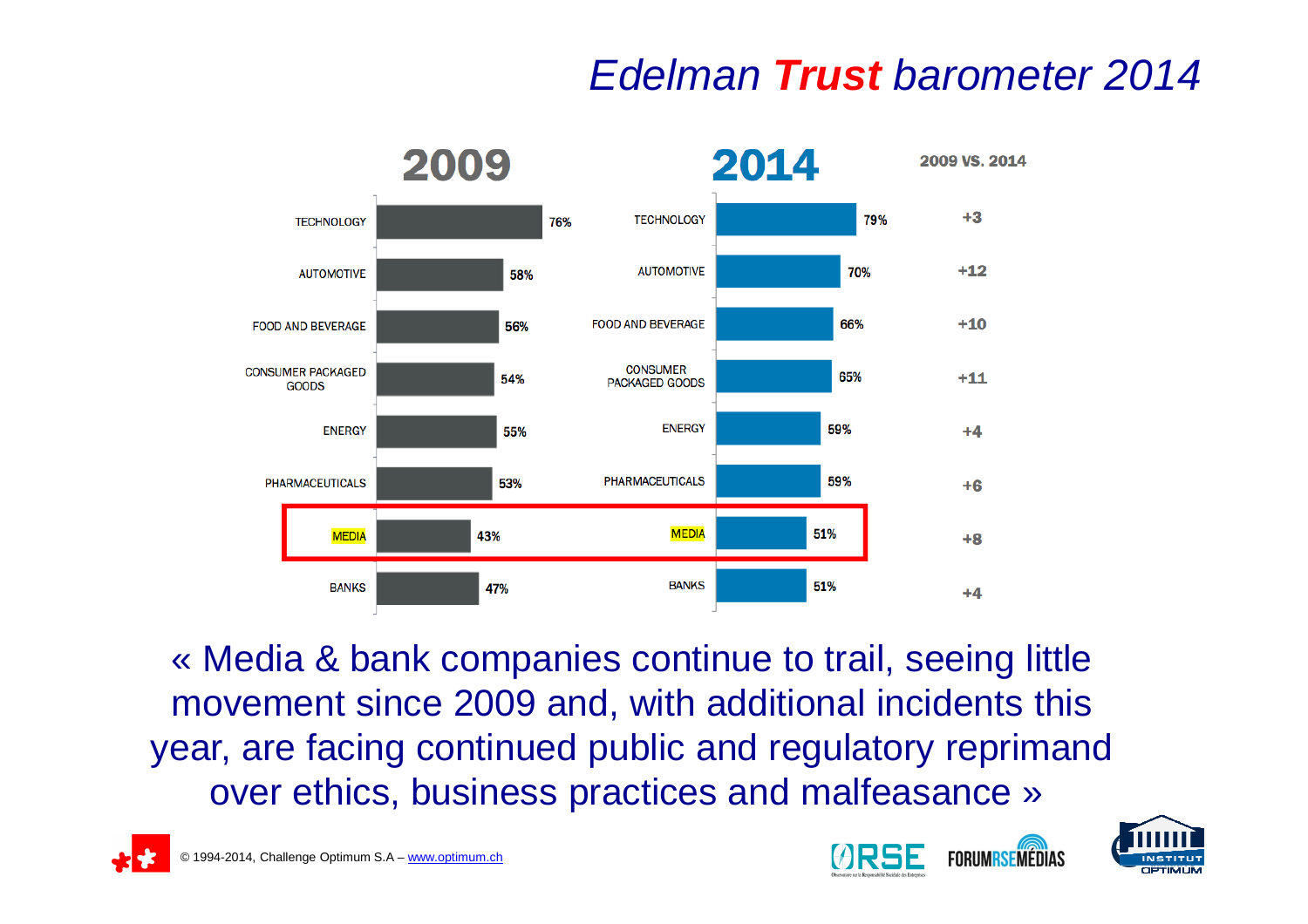# *Edelman **Trust** barometer 2014*

| | 2009 | 2014 | 2009 VS. 2014 |
|---|---|---|---|
| TECHNOLOGY | 76% | 79% | +3 |
| AUTOMOTIVE | 58% | 70% | +12 |
| FOOD AND BEVERAGE | 56% | 66% | +10 |
| CONSUMER PACKAGED GOODS | 54% | 65% | +11 |
| ENERGY | 55% | 59% | +4 |
| PHARMACEUTICALS | 53% | 59% | +6 |
| MEDIA | 43% | 51% | +8 |
| BANKS | 47% | 51% | +4 |

« Media & bank companies continue to trail, seeing little movement since 2009 and, with additional incidents this year, are facing continued public and regulatory reprimand over ethics, business practices and malfeasance »

© 1994-2014, Challenge Optimum S.A – www.optimum.ch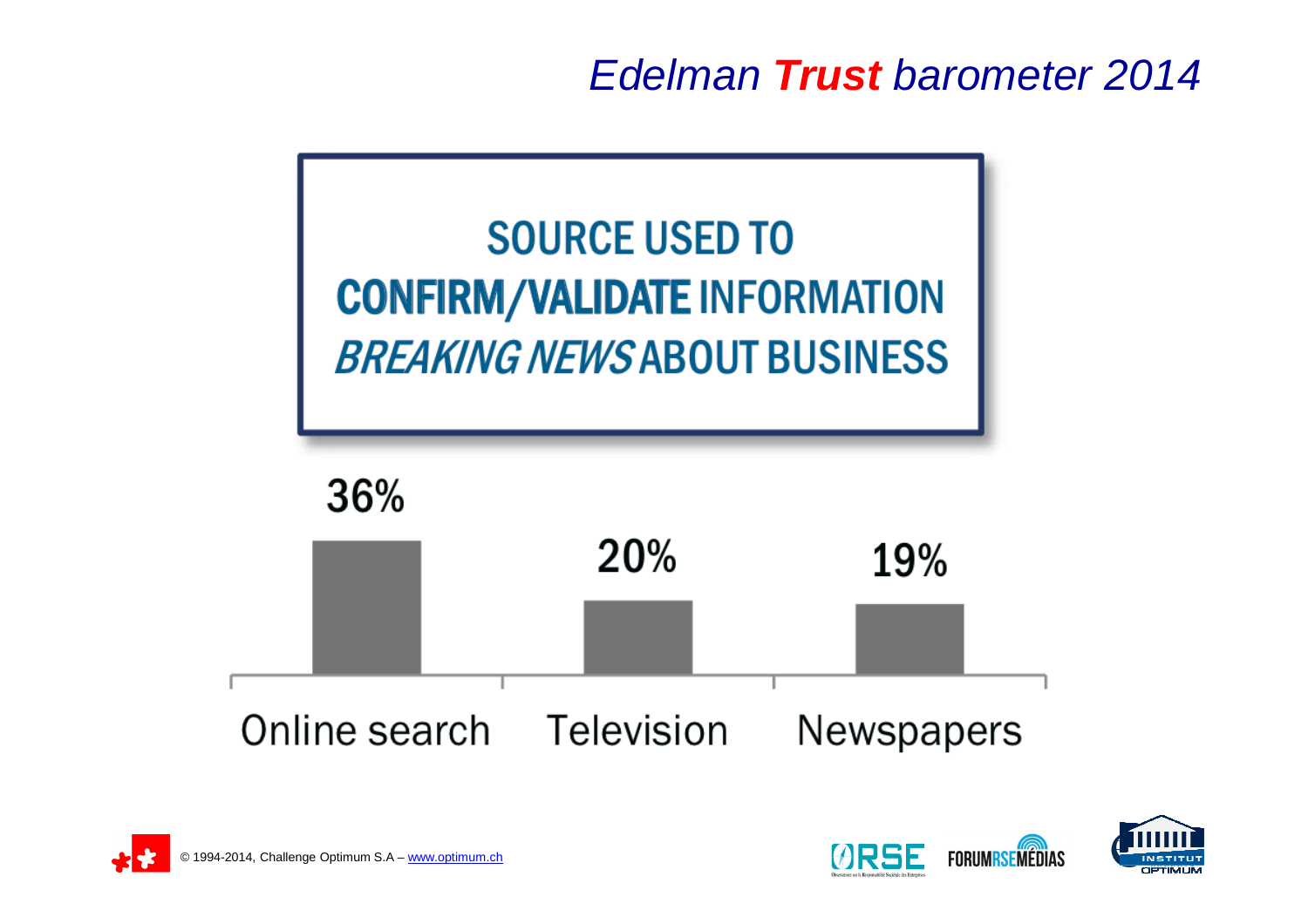# *Edelman **Trust** barometer 2014*

## SOURCE USED TO **CONFIRM/VALIDATE** INFORMATION ***BREAKING NEWS*** ABOUT BUSINESS

| Online search | Television | Newspapers |
| --- | --- | --- |
| 36% | 20% | 19% |

© 1994-2014, Challenge Optimum S.A – www.optimum.ch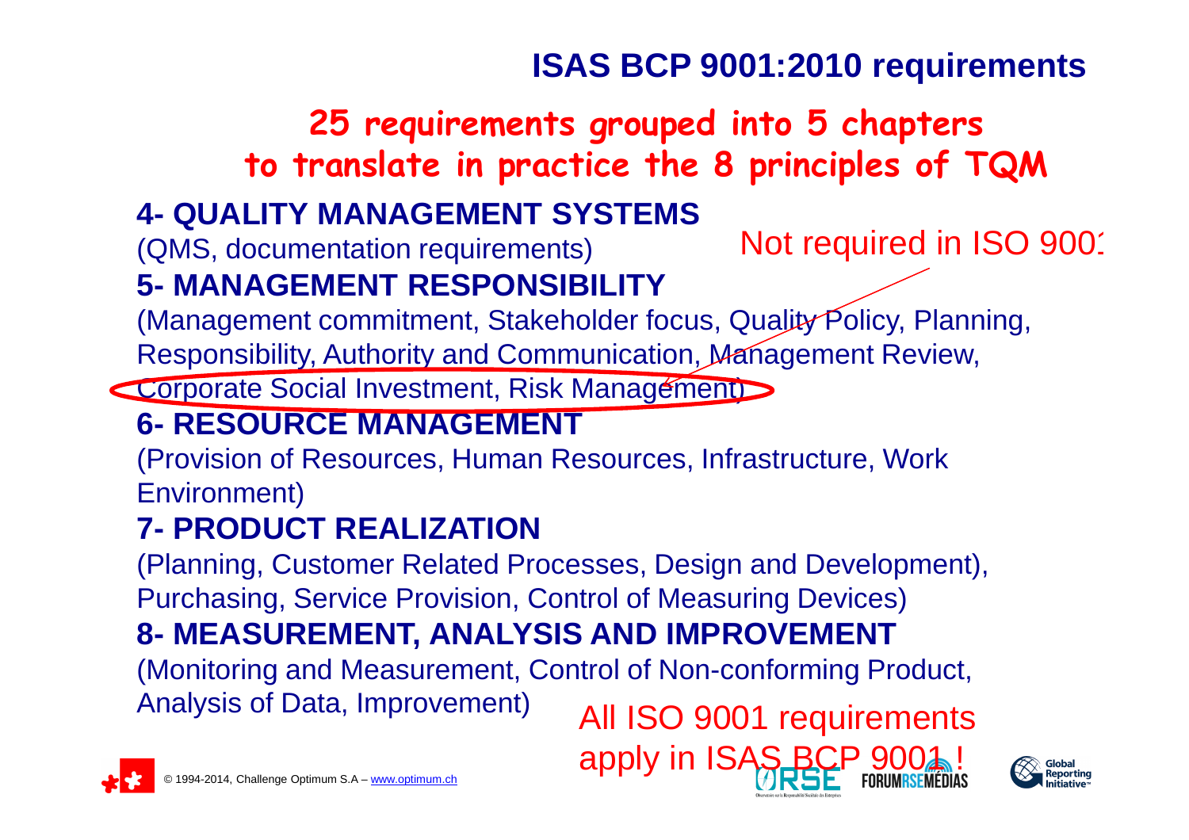# ISAS BCP 9001:2010 requirements

## 25 requirements grouped into 5 chapters to translate in practice the 8 principles of TQM

### 4- QUALITY MANAGEMENT SYSTEMS

(QMS, documentation requirements)

### 5- MANAGEMENT RESPONSIBILITY

(Management commitment, Stakeholder focus, Quality Policy, Planning, Responsibility, Authority and Communication, Management Review, Corporate Social Investment, Risk Management)

Not required in ISO 9001

### 6- RESOURCE MANAGEMENT

(Provision of Resources, Human Resources, Infrastructure, Work Environment)

### 7- PRODUCT REALIZATION

(Planning, Customer Related Processes, Design and Development), Purchasing, Service Provision, Control of Measuring Devices)

### 8- MEASUREMENT, ANALYSIS AND IMPROVEMENT

(Monitoring and Measurement, Control of Non-conforming Product, Analysis of Data, Improvement)

All ISO 9001 requirements apply in ISAS BCP 9001 !

© 1994-2014, Challenge Optimum S.A – www.optimum.ch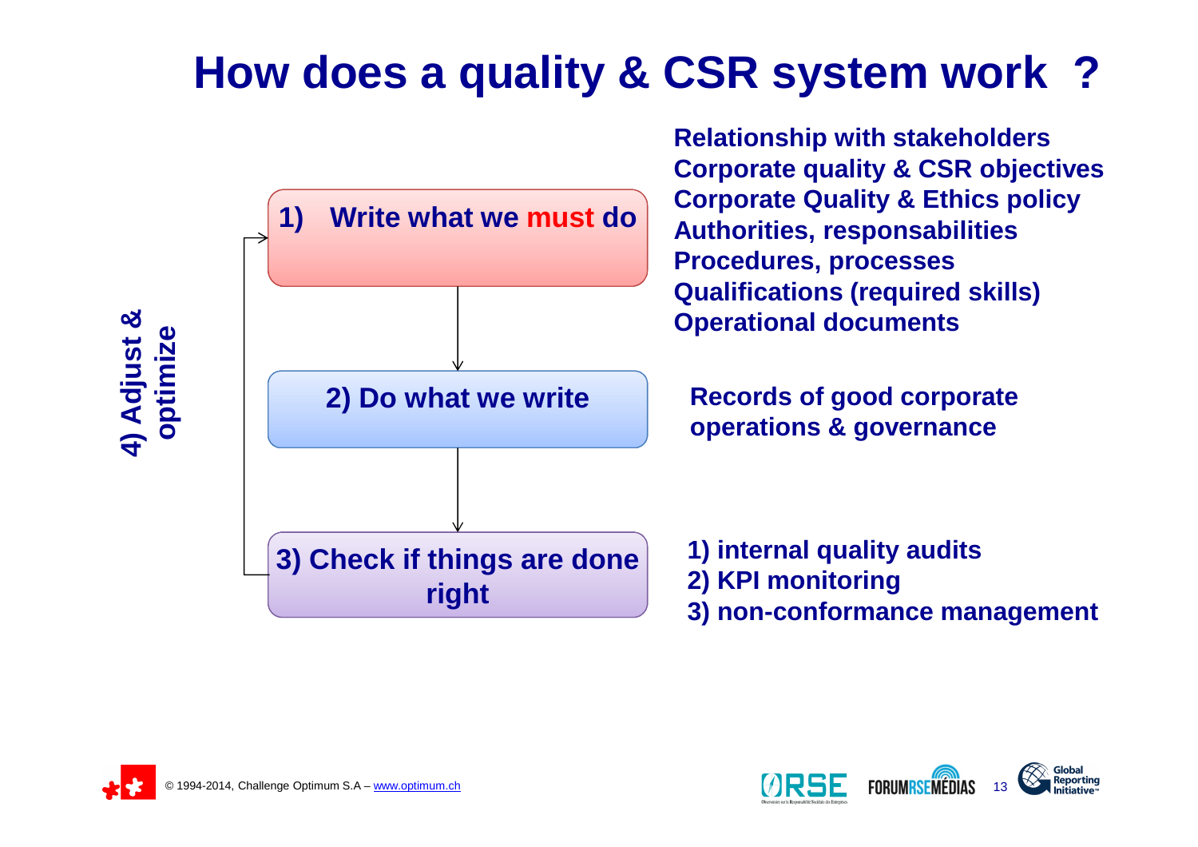# How does a quality & CSR system work ?

**1) Write what we must do**

- Relationship with stakeholders
- Corporate quality & CSR objectives
- Corporate Quality & Ethics policy
- Authorities, responsabilities
- Procedures, processes
- Qualifications (required skills)
- Operational documents

**2) Do what we write**

- Records of good corporate operations & governance

**3) Check if things are done right**

1) internal quality audits
2) KPI monitoring
3) non-conformance management

**4) Adjust & optimize**

© 1994-2014, Challenge Optimum S.A – www.optimum.ch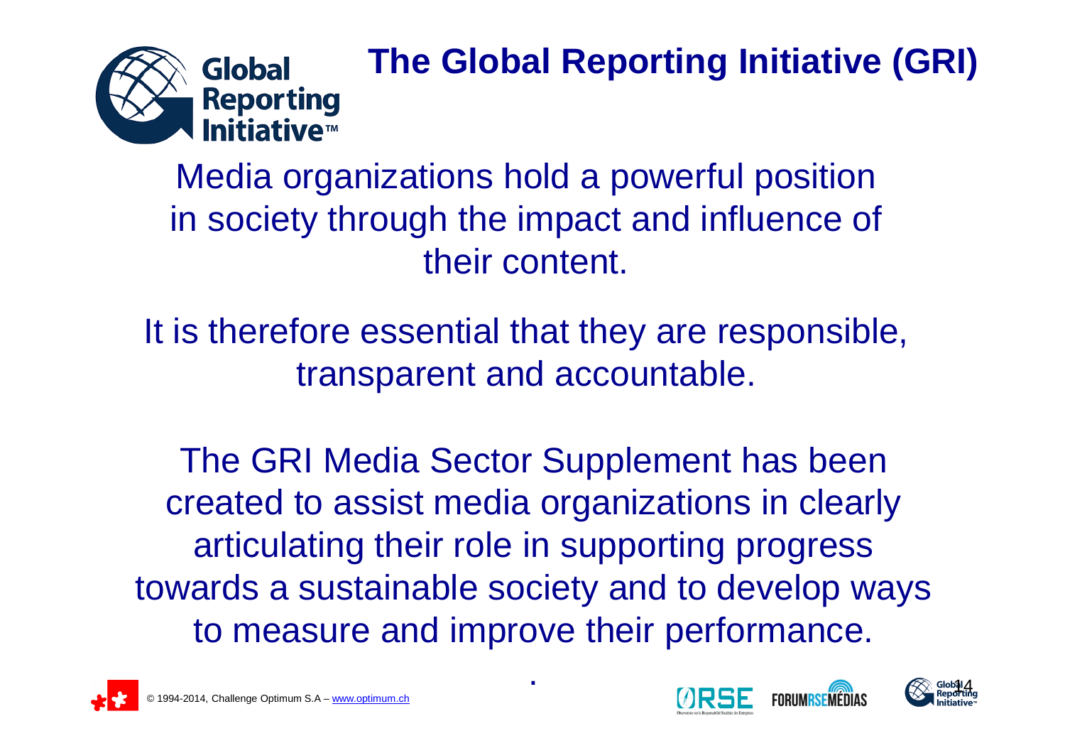# The Global Reporting Initiative (GRI)

Media organizations hold a powerful position in society through the impact and influence of their content.

It is therefore essential that they are responsible, transparent and accountable.

The GRI Media Sector Supplement has been created to assist media organizations in clearly articulating their role in supporting progress towards a sustainable society and to develop ways to measure and improve their performance.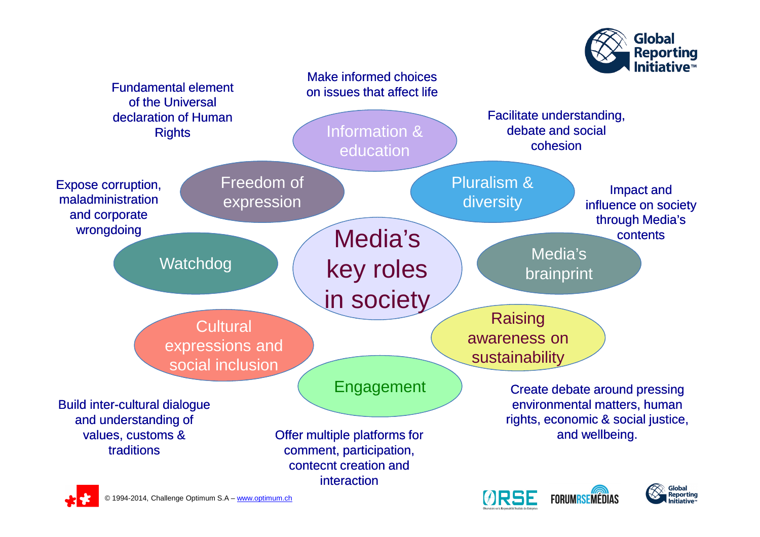# Media's key roles in society

- **Information & education** — Make informed choices on issues that affect life
- **Pluralism & diversity** — Facilitate understanding, debate and social cohesion
- **Media's brainprint** — Impact and influence on society through Media's contents
- **Raising awareness on sustainability** — Create debate around pressing environmental matters, human rights, economic & social justice, and wellbeing.
- **Engagement** — Offer multiple platforms for comment, participation, contecnt creation and interaction
- **Cultural expressions and social inclusion** — Build inter-cultural dialogue and understanding of values, customs & traditions
- **Watchdog** — Expose corruption, maladministration and corporate wrongdoing
- **Freedom of expression** — Fundamental element of the Universal declaration of Human Rights

© 1994-2014, Challenge Optimum S.A – www.optimum.ch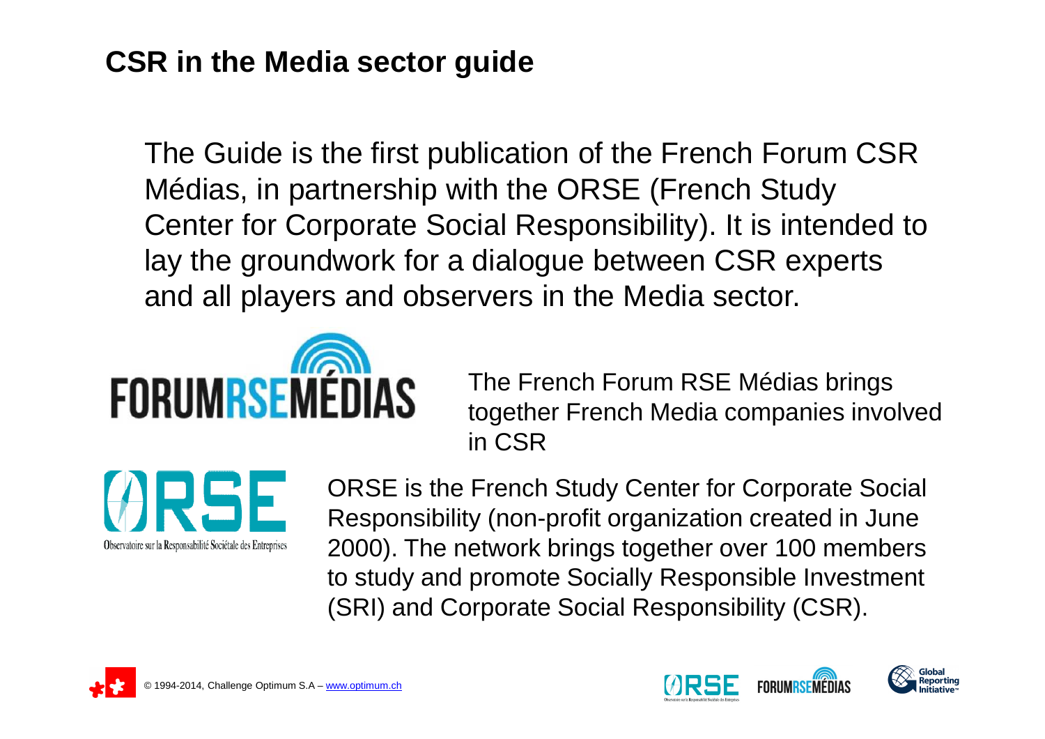# CSR in the Media sector guide

The Guide is the first publication of the French Forum CSR Médias, in partnership with the ORSE (French Study Center for Corporate Social Responsibility). It is intended to lay the groundwork for a dialogue between CSR experts and all players and observers in the Media sector.

The French Forum RSE Médias brings together French Media companies involved in CSR

ORSE is the French Study Center for Corporate Social Responsibility (non-profit organization created in June 2000). The network brings together over 100 members to study and promote Socially Responsible Investment (SRI) and Corporate Social Responsibility (CSR).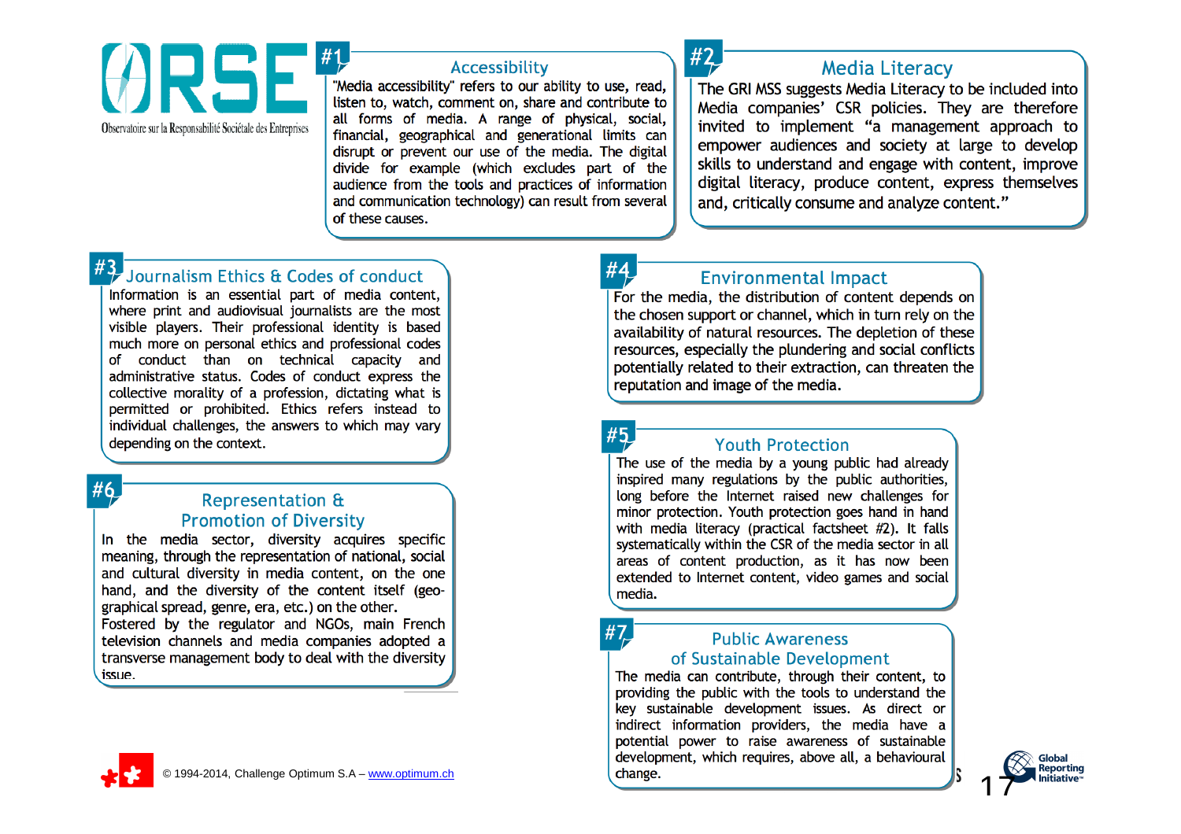ORSE

Observatoire sur la Responsabilité Sociétale des Entreprises

## #1 Accessibility

"Media accessibility" refers to our ability to use, read, listen to, watch, comment on, share and contribute to all forms of media. A range of physical, social, financial, geographical and generational limits can disrupt or prevent our use of the media. The digital divide for example (which excludes part of the audience from the tools and practices of information and communication technology) can result from several of these causes.

## #2 Media Literacy

The GRI MSS suggests Media Literacy to be included into Media companies' CSR policies. They are therefore invited to implement "a management approach to empower audiences and society at large to develop skills to understand and engage with content, improve digital literacy, produce content, express themselves and, critically consume and analyze content."

## #3 Journalism Ethics & Codes of conduct

Information is an essential part of media content, where print and audiovisual journalists are the most visible players. Their professional identity is based much more on personal ethics and professional codes of conduct than on technical capacity and administrative status. Codes of conduct express the collective morality of a profession, dictating what is permitted or prohibited. Ethics refers instead to individual challenges, the answers to which may vary depending on the context.

## #4 Environmental Impact

For the media, the distribution of content depends on the chosen support or channel, which in turn rely on the availability of natural resources. The depletion of these resources, especially the plundering and social conflicts potentially related to their extraction, can threaten the reputation and image of the media.

## #5 Youth Protection

The use of the media by a young public had already inspired many regulations by the public authorities, long before the Internet raised new challenges for minor protection. Youth protection goes hand in hand with media literacy (practical factsheet #2). It falls systematically within the CSR of the media sector in all areas of content production, as it has now been extended to Internet content, video games and social media.

## #6 Representation & Promotion of Diversity

In the media sector, diversity acquires specific meaning, through the representation of national, social and cultural diversity in media content, on the one hand, and the diversity of the content itself (geo-graphical spread, genre, era, etc.) on the other.
Fostered by the regulator and NGOs, main French television channels and media companies adopted a transverse management body to deal with the diversity issue.

## #7 Public Awareness of Sustainable Development

The media can contribute, through their content, to providing the public with the tools to understand the key sustainable development issues. As direct or indirect information providers, the media have a potential power to raise awareness of sustainable development, which requires, above all, a behavioural change.

© 1994-2014, Challenge Optimum S.A – www.optimum.ch

Global Reporting Initiative™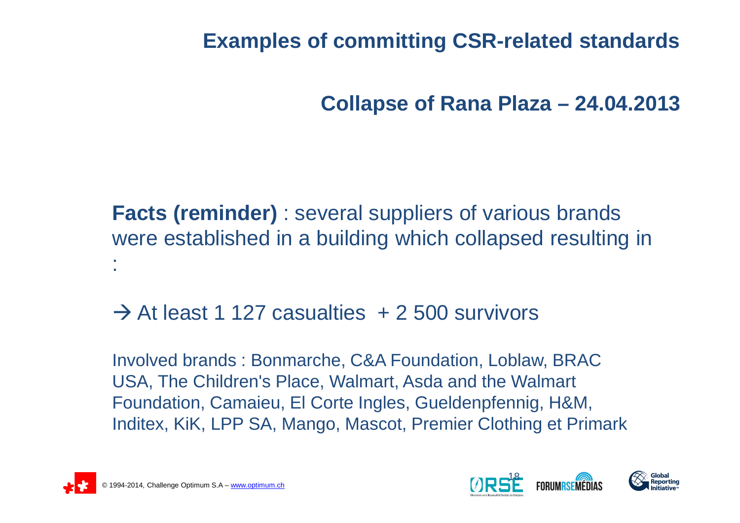# Examples of committing CSR-related standards

## Collapse of Rana Plaza – 24.04.2013

**Facts (reminder)** : several suppliers of various brands were established in a building which collapsed resulting in :

→ At least 1 127 casualties + 2 500 survivors

Involved brands : Bonmarche, C&A Foundation, Loblaw, BRAC USA, The Children's Place, Walmart, Asda and the Walmart Foundation, Camaieu, El Corte Ingles, Gueldenpfennig, H&M, Inditex, KiK, LPP SA, Mango, Mascot, Premier Clothing et Primark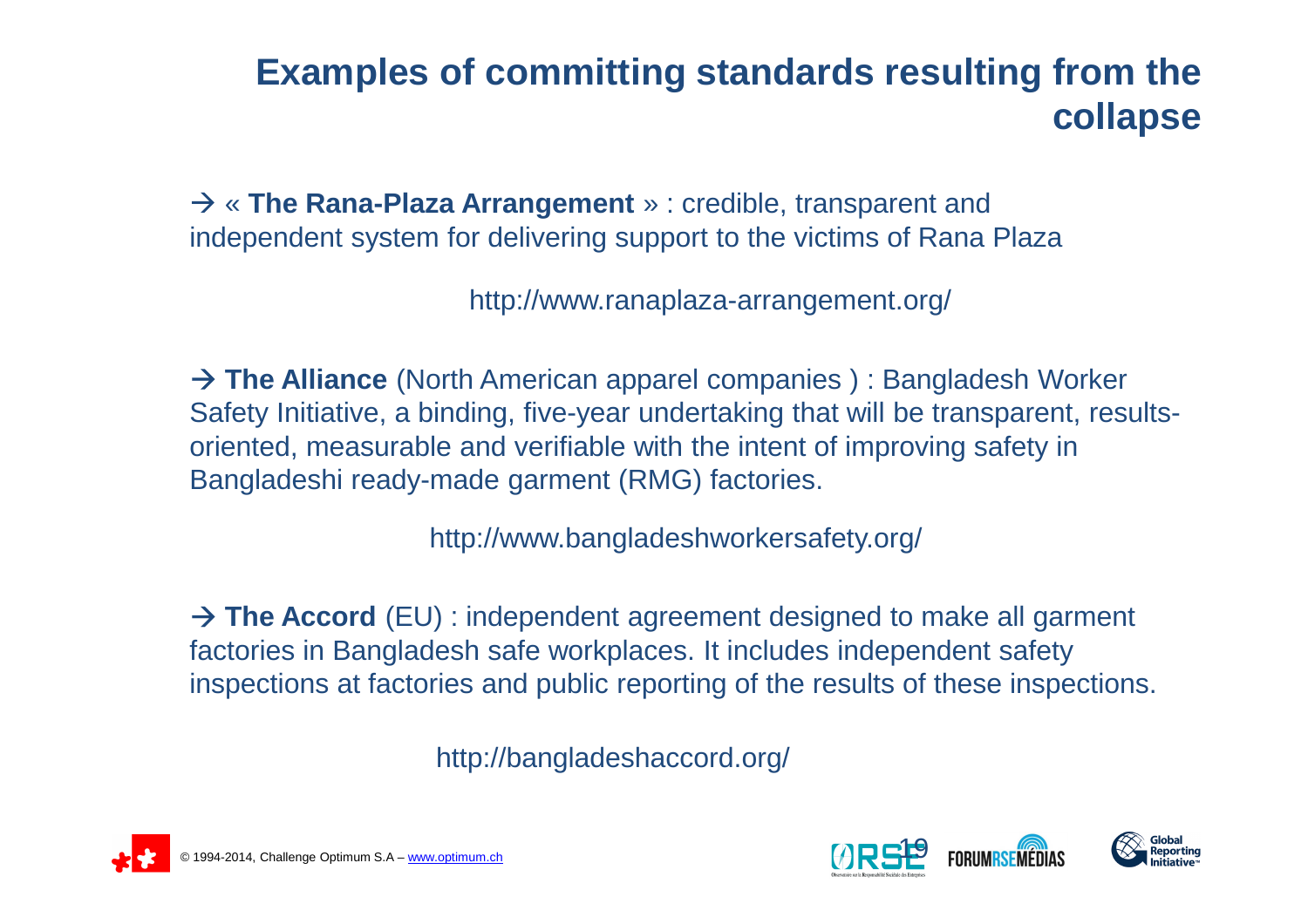# Examples of committing standards resulting from the collapse

→ « **The Rana-Plaza Arrangement** » : credible, transparent and independent system for delivering support to the victims of Rana Plaza

http://www.ranaplaza-arrangement.org/

→ **The Alliance** (North American apparel companies ) : Bangladesh Worker Safety Initiative, a binding, five-year undertaking that will be transparent, results-oriented, measurable and verifiable with the intent of improving safety in Bangladeshi ready-made garment (RMG) factories.

http://www.bangladeshworkersafety.org/

→ **The Accord** (EU) : independent agreement designed to make all garment factories in Bangladesh safe workplaces. It includes independent safety inspections at factories and public reporting of the results of these inspections.

http://bangladeshaccord.org/

© 1994-2014, Challenge Optimum S.A – www.optimum.ch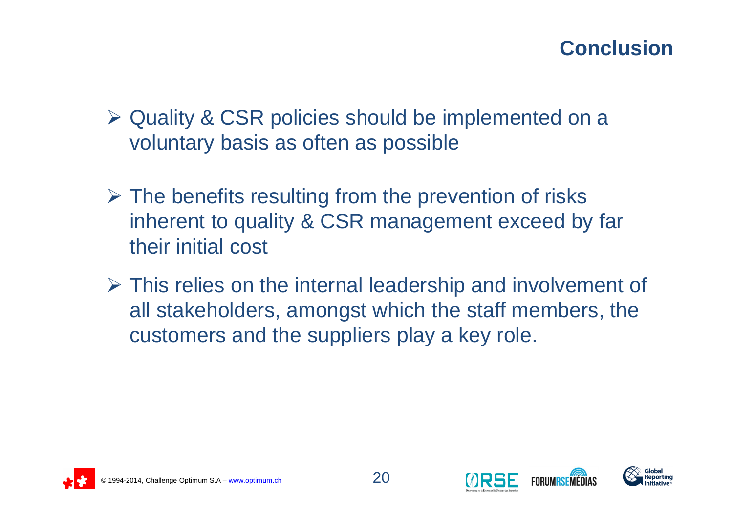# Conclusion

- Quality & CSR policies should be implemented on a voluntary basis as often as possible
- The benefits resulting from the prevention of risks inherent to quality & CSR management exceed by far their initial cost
- This relies on the internal leadership and involvement of all stakeholders, amongst which the staff members, the customers and the suppliers play a key role.